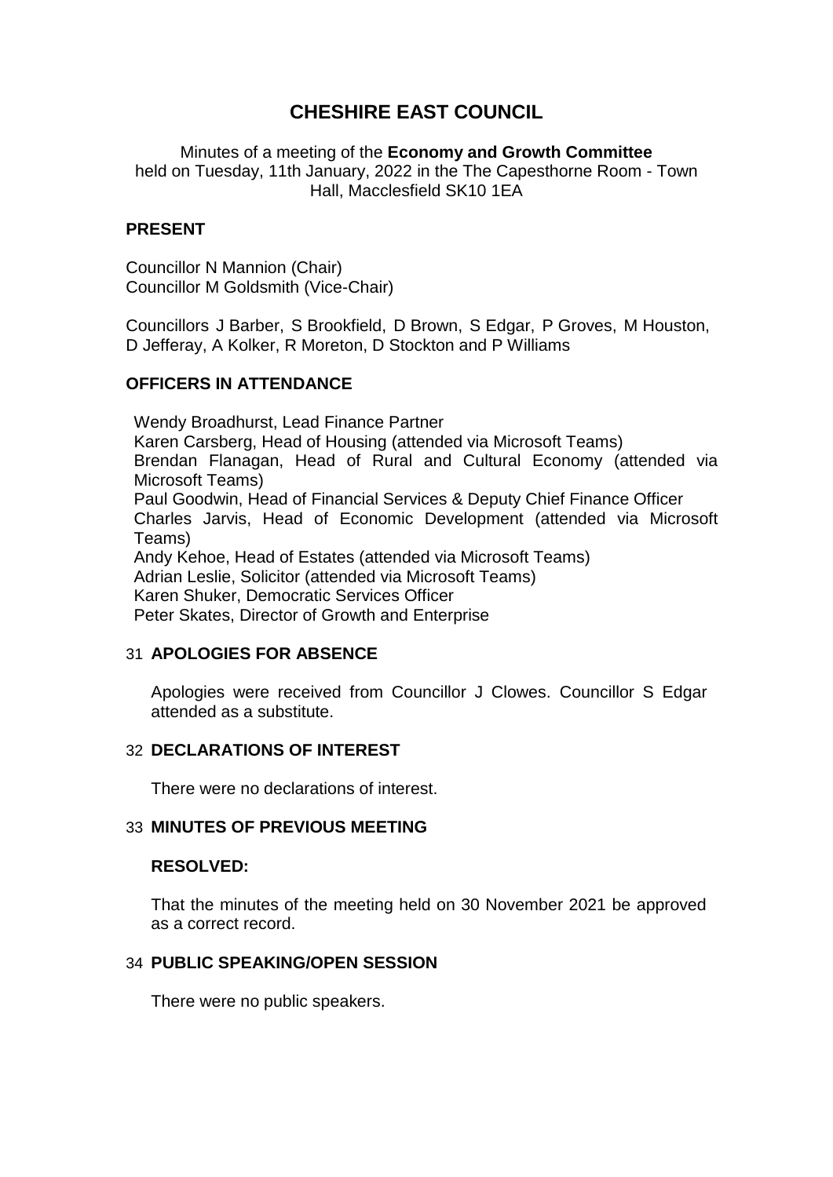# CHESHIRE EAST COUNCIL

Minutes of a meeting of the **Economy and Growth Committee** held on Tuesday, 11th January, 2022 in the The Capesthorne Room - Town Hall, Macclesfield SK10 1EA

## PRESENT

Councillor N Mannion (Chair)
Councillor M Goldsmith (Vice-Chair)

Councillors J Barber, S Brookfield, D Brown, S Edgar, P Groves, M Houston, D Jefferay, A Kolker, R Moreton, D Stockton and P Williams

## OFFICERS IN ATTENDANCE

Wendy Broadhurst, Lead Finance Partner
Karen Carsberg, Head of Housing (attended via Microsoft Teams)
Brendan Flanagan, Head of Rural and Cultural Economy (attended via Microsoft Teams)
Paul Goodwin, Head of Financial Services & Deputy Chief Finance Officer
Charles Jarvis, Head of Economic Development (attended via Microsoft Teams)
Andy Kehoe, Head of Estates (attended via Microsoft Teams)
Adrian Leslie, Solicitor (attended via Microsoft Teams)
Karen Shuker, Democratic Services Officer
Peter Skates, Director of Growth and Enterprise

## 31 APOLOGIES FOR ABSENCE

Apologies were received from Councillor J Clowes. Councillor S Edgar attended as a substitute.

## 32 DECLARATIONS OF INTEREST

There were no declarations of interest.

## 33 MINUTES OF PREVIOUS MEETING

**RESOLVED:**

That the minutes of the meeting held on 30 November 2021 be approved as a correct record.

## 34 PUBLIC SPEAKING/OPEN SESSION

There were no public speakers.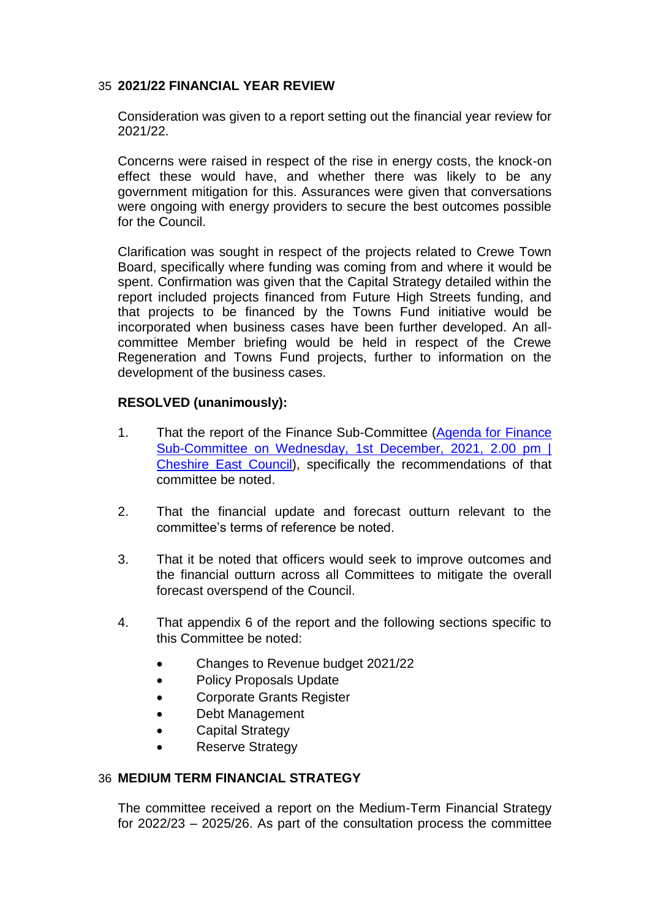## 35 2021/22 FINANCIAL YEAR REVIEW

Consideration was given to a report setting out the financial year review for 2021/22.

Concerns were raised in respect of the rise in energy costs, the knock-on effect these would have, and whether there was likely to be any government mitigation for this. Assurances were given that conversations were ongoing with energy providers to secure the best outcomes possible for the Council.

Clarification was sought in respect of the projects related to Crewe Town Board, specifically where funding was coming from and where it would be spent. Confirmation was given that the Capital Strategy detailed within the report included projects financed from Future High Streets funding, and that projects to be financed by the Towns Fund initiative would be incorporated when business cases have been further developed. An all-committee Member briefing would be held in respect of the Crewe Regeneration and Towns Fund projects, further to information on the development of the business cases.

**RESOLVED (unanimously):**

1. That the report of the Finance Sub-Committee (Agenda for Finance Sub-Committee on Wednesday, 1st December, 2021, 2.00 pm | Cheshire East Council), specifically the recommendations of that committee be noted.

2. That the financial update and forecast outturn relevant to the committee's terms of reference be noted.

3. That it be noted that officers would seek to improve outcomes and the financial outturn across all Committees to mitigate the overall forecast overspend of the Council.

4. That appendix 6 of the report and the following sections specific to this Committee be noted:

   - Changes to Revenue budget 2021/22
   - Policy Proposals Update
   - Corporate Grants Register
   - Debt Management
   - Capital Strategy
   - Reserve Strategy

## 36 MEDIUM TERM FINANCIAL STRATEGY

The committee received a report on the Medium-Term Financial Strategy for 2022/23 – 2025/26. As part of the consultation process the committee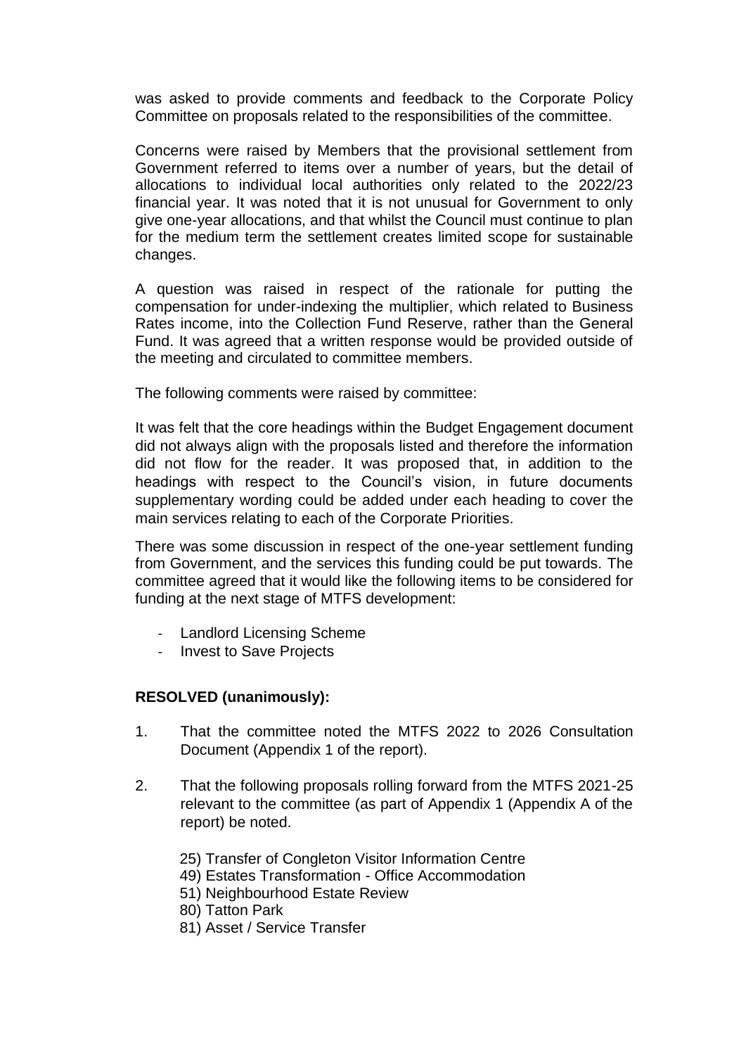was asked to provide comments and feedback to the Corporate Policy Committee on proposals related to the responsibilities of the committee.

Concerns were raised by Members that the provisional settlement from Government referred to items over a number of years, but the detail of allocations to individual local authorities only related to the 2022/23 financial year. It was noted that it is not unusual for Government to only give one-year allocations, and that whilst the Council must continue to plan for the medium term the settlement creates limited scope for sustainable changes.

A question was raised in respect of the rationale for putting the compensation for under-indexing the multiplier, which related to Business Rates income, into the Collection Fund Reserve, rather than the General Fund. It was agreed that a written response would be provided outside of the meeting and circulated to committee members.

The following comments were raised by committee:

It was felt that the core headings within the Budget Engagement document did not always align with the proposals listed and therefore the information did not flow for the reader. It was proposed that, in addition to the headings with respect to the Council's vision, in future documents supplementary wording could be added under each heading to cover the main services relating to each of the Corporate Priorities.

There was some discussion in respect of the one-year settlement funding from Government, and the services this funding could be put towards. The committee agreed that it would like the following items to be considered for funding at the next stage of MTFS development:

- Landlord Licensing Scheme
- Invest to Save Projects

**RESOLVED (unanimously):**

1. That the committee noted the MTFS 2022 to 2026 Consultation Document (Appendix 1 of the report).

2. That the following proposals rolling forward from the MTFS 2021-25 relevant to the committee (as part of Appendix 1 (Appendix A of the report) be noted.

   25) Transfer of Congleton Visitor Information Centre
   49) Estates Transformation - Office Accommodation
   51) Neighbourhood Estate Review
   80) Tatton Park
   81) Asset / Service Transfer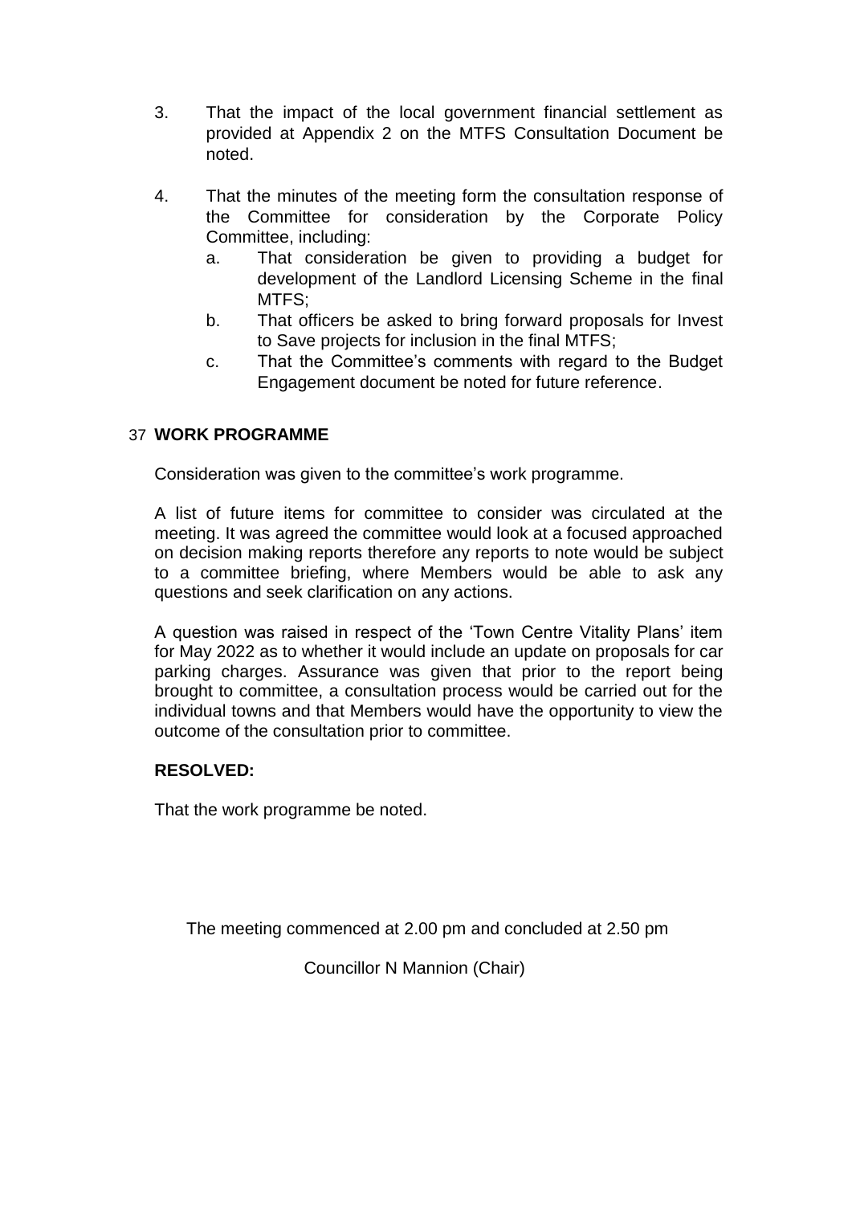3. That the impact of the local government financial settlement as provided at Appendix 2 on the MTFS Consultation Document be noted.

4. That the minutes of the meeting form the consultation response of the Committee for consideration by the Corporate Policy Committee, including:
   a. That consideration be given to providing a budget for development of the Landlord Licensing Scheme in the final MTFS;
   b. That officers be asked to bring forward proposals for Invest to Save projects for inclusion in the final MTFS;
   c. That the Committee's comments with regard to the Budget Engagement document be noted for future reference.

## 37 WORK PROGRAMME

Consideration was given to the committee's work programme.

A list of future items for committee to consider was circulated at the meeting. It was agreed the committee would look at a focused approached on decision making reports therefore any reports to note would be subject to a committee briefing, where Members would be able to ask any questions and seek clarification on any actions.

A question was raised in respect of the 'Town Centre Vitality Plans' item for May 2022 as to whether it would include an update on proposals for car parking charges. Assurance was given that prior to the report being brought to committee, a consultation process would be carried out for the individual towns and that Members would have the opportunity to view the outcome of the consultation prior to committee.

**RESOLVED:**

That the work programme be noted.

The meeting commenced at 2.00 pm and concluded at 2.50 pm

Councillor N Mannion (Chair)